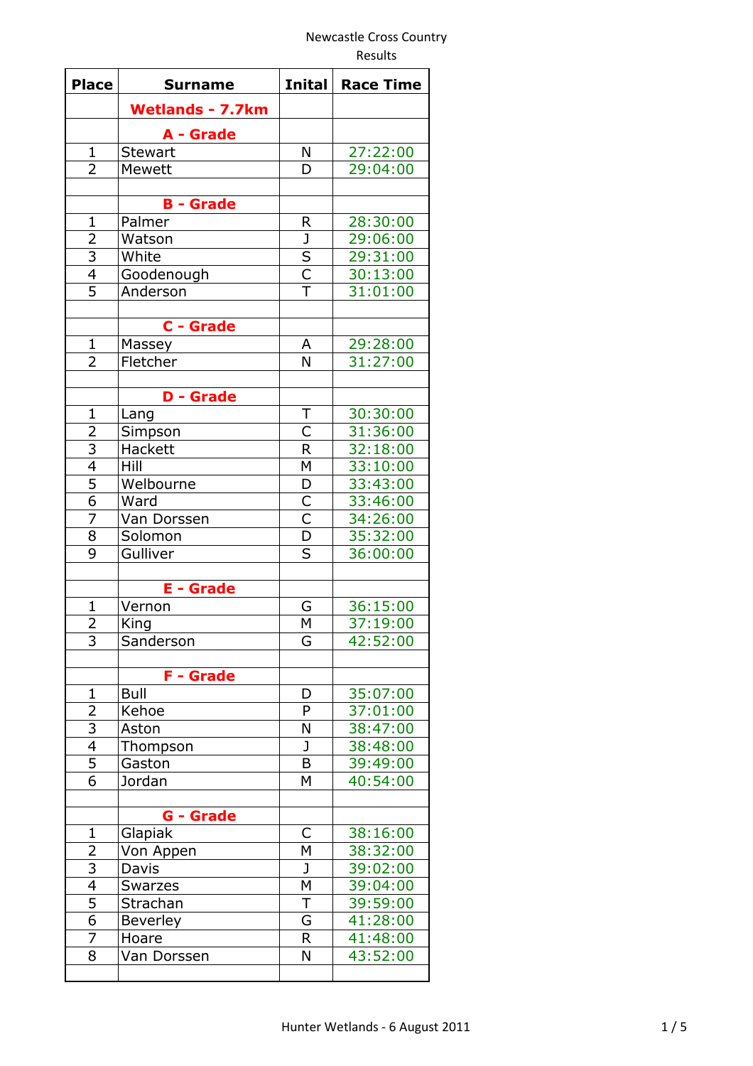Newcastle Cross Country
Results

| Place | Surname | Inital | Race Time |
|---|---|---|---|
| | **Wetlands - 7.7km** | | |
| | **A - Grade** | | |
| 1 | Stewart | N | 27:22:00 |
| 2 | Mewett | D | 29:04:00 |
| | | | |
| | **B - Grade** | | |
| 1 | Palmer | R | 28:30:00 |
| 2 | Watson | J | 29:06:00 |
| 3 | White | S | 29:31:00 |
| 4 | Goodenough | C | 30:13:00 |
| 5 | Anderson | T | 31:01:00 |
| | | | |
| | **C - Grade** | | |
| 1 | Massey | A | 29:28:00 |
| 2 | Fletcher | N | 31:27:00 |
| | | | |
| | **D - Grade** | | |
| 1 | Lang | T | 30:30:00 |
| 2 | Simpson | C | 31:36:00 |
| 3 | Hackett | R | 32:18:00 |
| 4 | Hill | M | 33:10:00 |
| 5 | Welbourne | D | 33:43:00 |
| 6 | Ward | C | 33:46:00 |
| 7 | Van Dorssen | C | 34:26:00 |
| 8 | Solomon | D | 35:32:00 |
| 9 | Gulliver | S | 36:00:00 |
| | | | |
| | **E - Grade** | | |
| 1 | Vernon | G | 36:15:00 |
| 2 | King | M | 37:19:00 |
| 3 | Sanderson | G | 42:52:00 |
| | | | |
| | **F - Grade** | | |
| 1 | Bull | D | 35:07:00 |
| 2 | Kehoe | P | 37:01:00 |
| 3 | Aston | N | 38:47:00 |
| 4 | Thompson | J | 38:48:00 |
| 5 | Gaston | B | 39:49:00 |
| 6 | Jordan | M | 40:54:00 |
| | | | |
| | **G - Grade** | | |
| 1 | Glapiak | C | 38:16:00 |
| 2 | Von Appen | M | 38:32:00 |
| 3 | Davis | J | 39:02:00 |
| 4 | Swarzes | M | 39:04:00 |
| 5 | Strachan | T | 39:59:00 |
| 6 | Beverley | G | 41:28:00 |
| 7 | Hoare | R | 41:48:00 |
| 8 | Van Dorssen | N | 43:52:00 |
| | | | |

Hunter Wetlands - 6 August 2011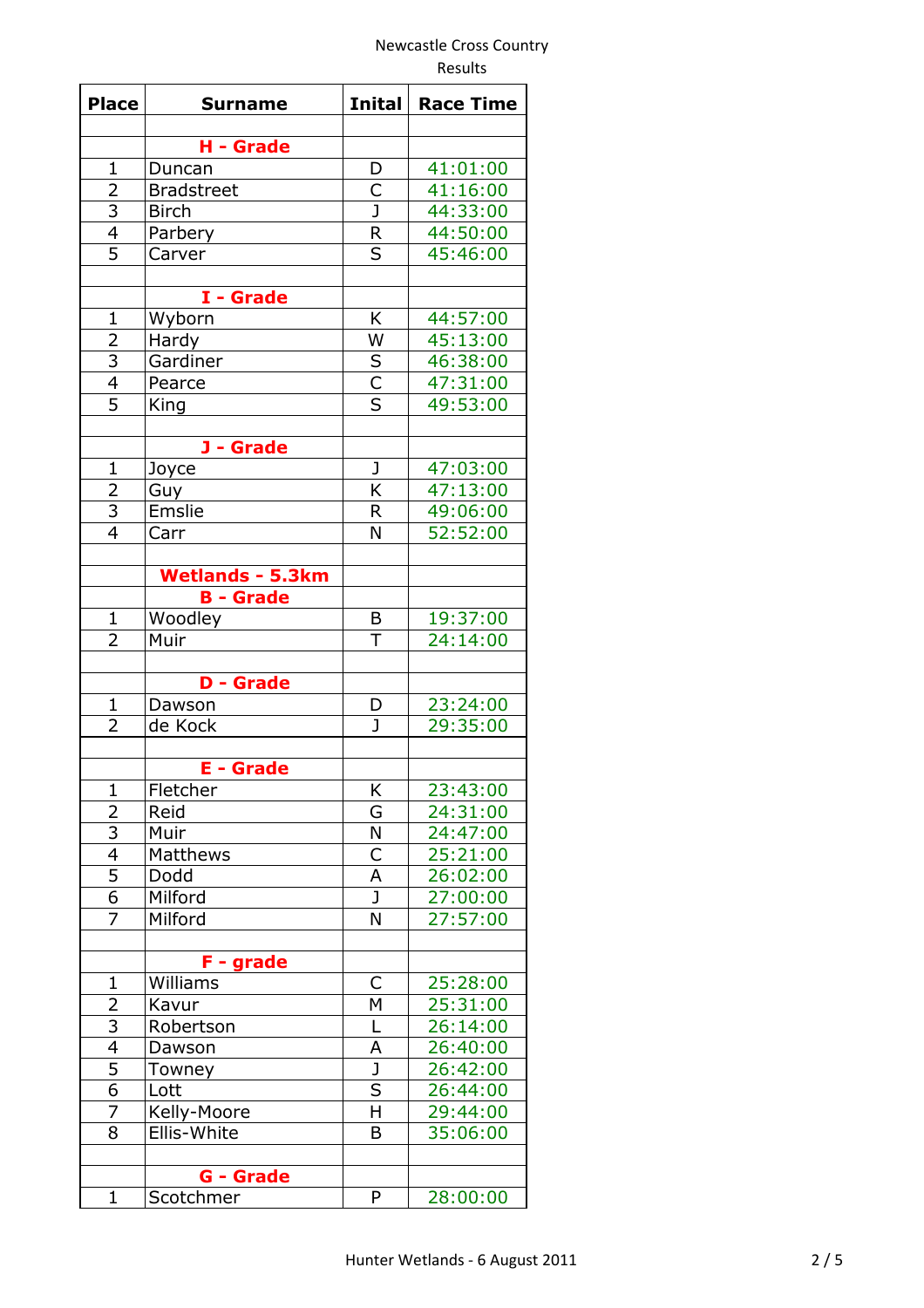Newcastle Cross Country

Results

| Place | Surname | Inital | Race Time |
|---|---|---|---|
| | | | |
| | **H - Grade** | | |
| 1 | Duncan | D | 41:01:00 |
| 2 | Bradstreet | C | 41:16:00 |
| 3 | Birch | J | 44:33:00 |
| 4 | Parbery | R | 44:50:00 |
| 5 | Carver | S | 45:46:00 |
| | | | |
| | **I - Grade** | | |
| 1 | Wyborn | K | 44:57:00 |
| 2 | Hardy | W | 45:13:00 |
| 3 | Gardiner | S | 46:38:00 |
| 4 | Pearce | C | 47:31:00 |
| 5 | King | S | 49:53:00 |
| | | | |
| | **J - Grade** | | |
| 1 | Joyce | J | 47:03:00 |
| 2 | Guy | K | 47:13:00 |
| 3 | Emslie | R | 49:06:00 |
| 4 | Carr | N | 52:52:00 |
| | | | |
| | **Wetlands - 5.3km** | | |
| | **B - Grade** | | |
| 1 | Woodley | B | 19:37:00 |
| 2 | Muir | T | 24:14:00 |
| | | | |
| | **D - Grade** | | |
| 1 | Dawson | D | 23:24:00 |
| 2 | de Kock | J | 29:35:00 |
| | | | |
| | **E - Grade** | | |
| 1 | Fletcher | K | 23:43:00 |
| 2 | Reid | G | 24:31:00 |
| 3 | Muir | N | 24:47:00 |
| 4 | Matthews | C | 25:21:00 |
| 5 | Dodd | A | 26:02:00 |
| 6 | Milford | J | 27:00:00 |
| 7 | Milford | N | 27:57:00 |
| | | | |
| | **F - grade** | | |
| 1 | Williams | C | 25:28:00 |
| 2 | Kavur | M | 25:31:00 |
| 3 | Robertson | L | 26:14:00 |
| 4 | Dawson | A | 26:40:00 |
| 5 | Towney | J | 26:42:00 |
| 6 | Lott | S | 26:44:00 |
| 7 | Kelly-Moore | H | 29:44:00 |
| 8 | Ellis-White | B | 35:06:00 |
| | | | |
| | **G - Grade** | | |
| 1 | Scotchmer | P | 28:00:00 |

Hunter Wetlands - 6 August 2011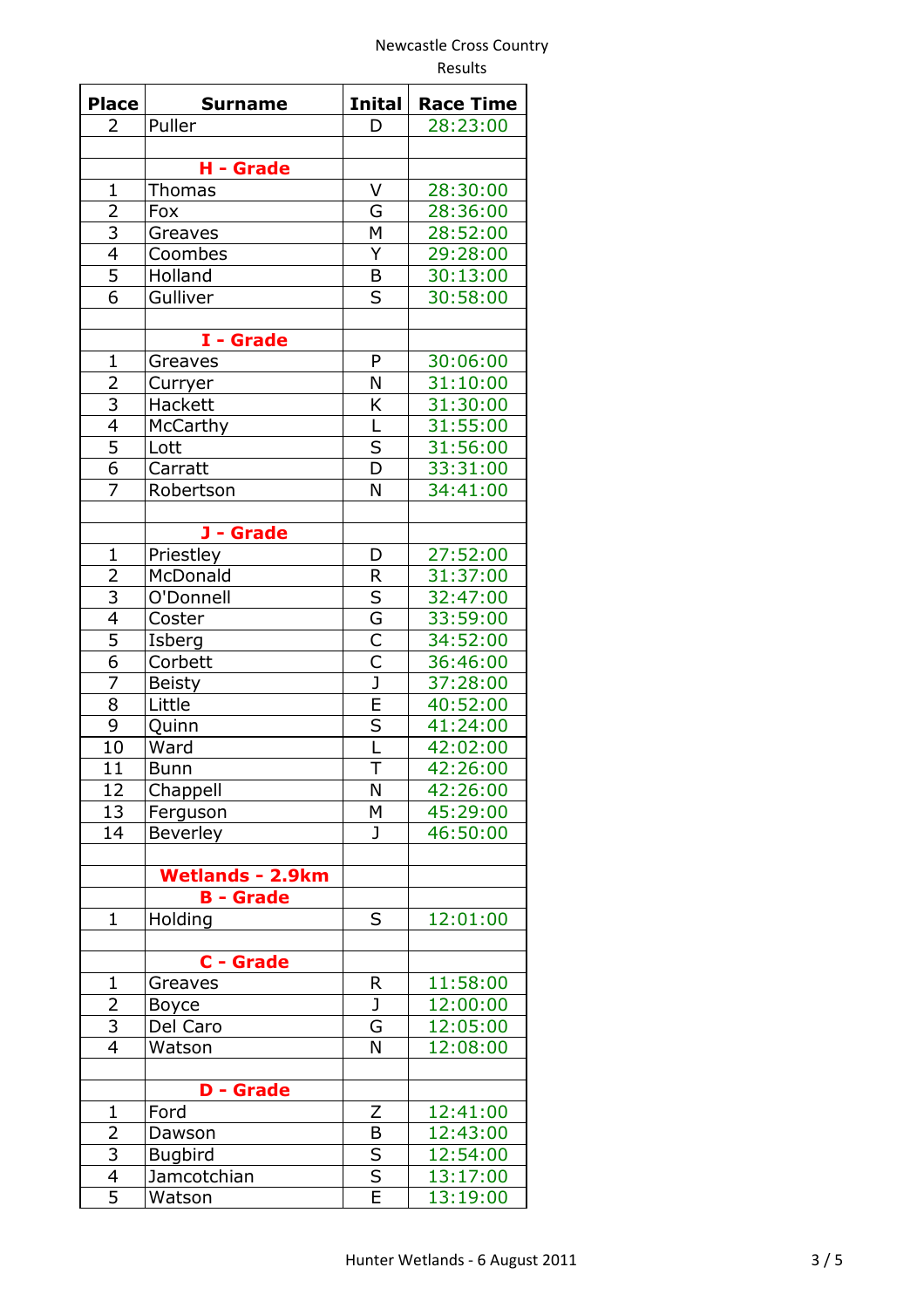Newcastle Cross Country

Results

| Place | Surname | Inital | Race Time |
|---|---|---|---|
| 2 | Puller | D | 28:23:00 |
| | | | |
| | **H - Grade** | | |
| 1 | Thomas | V | 28:30:00 |
| 2 | Fox | G | 28:36:00 |
| 3 | Greaves | M | 28:52:00 |
| 4 | Coombes | Y | 29:28:00 |
| 5 | Holland | B | 30:13:00 |
| 6 | Gulliver | S | 30:58:00 |
| | | | |
| | **I - Grade** | | |
| 1 | Greaves | P | 30:06:00 |
| 2 | Curryer | N | 31:10:00 |
| 3 | Hackett | K | 31:30:00 |
| 4 | McCarthy | L | 31:55:00 |
| 5 | Lott | S | 31:56:00 |
| 6 | Carratt | D | 33:31:00 |
| 7 | Robertson | N | 34:41:00 |
| | | | |
| | **J - Grade** | | |
| 1 | Priestley | D | 27:52:00 |
| 2 | McDonald | R | 31:37:00 |
| 3 | O'Donnell | S | 32:47:00 |
| 4 | Coster | G | 33:59:00 |
| 5 | Isberg | C | 34:52:00 |
| 6 | Corbett | C | 36:46:00 |
| 7 | Beisty | J | 37:28:00 |
| 8 | Little | E | 40:52:00 |
| 9 | Quinn | S | 41:24:00 |
| 10 | Ward | L | 42:02:00 |
| 11 | Bunn | T | 42:26:00 |
| 12 | Chappell | N | 42:26:00 |
| 13 | Ferguson | M | 45:29:00 |
| 14 | Beverley | J | 46:50:00 |
| | | | |
| | **Wetlands - 2.9km** | | |
| | **B - Grade** | | |
| 1 | Holding | S | 12:01:00 |
| | | | |
| | **C - Grade** | | |
| 1 | Greaves | R | 11:58:00 |
| 2 | Boyce | J | 12:00:00 |
| 3 | Del Caro | G | 12:05:00 |
| 4 | Watson | N | 12:08:00 |
| | | | |
| | **D - Grade** | | |
| 1 | Ford | Z | 12:41:00 |
| 2 | Dawson | B | 12:43:00 |
| 3 | Bugbird | S | 12:54:00 |
| 4 | Jamcotchian | S | 13:17:00 |
| 5 | Watson | E | 13:19:00 |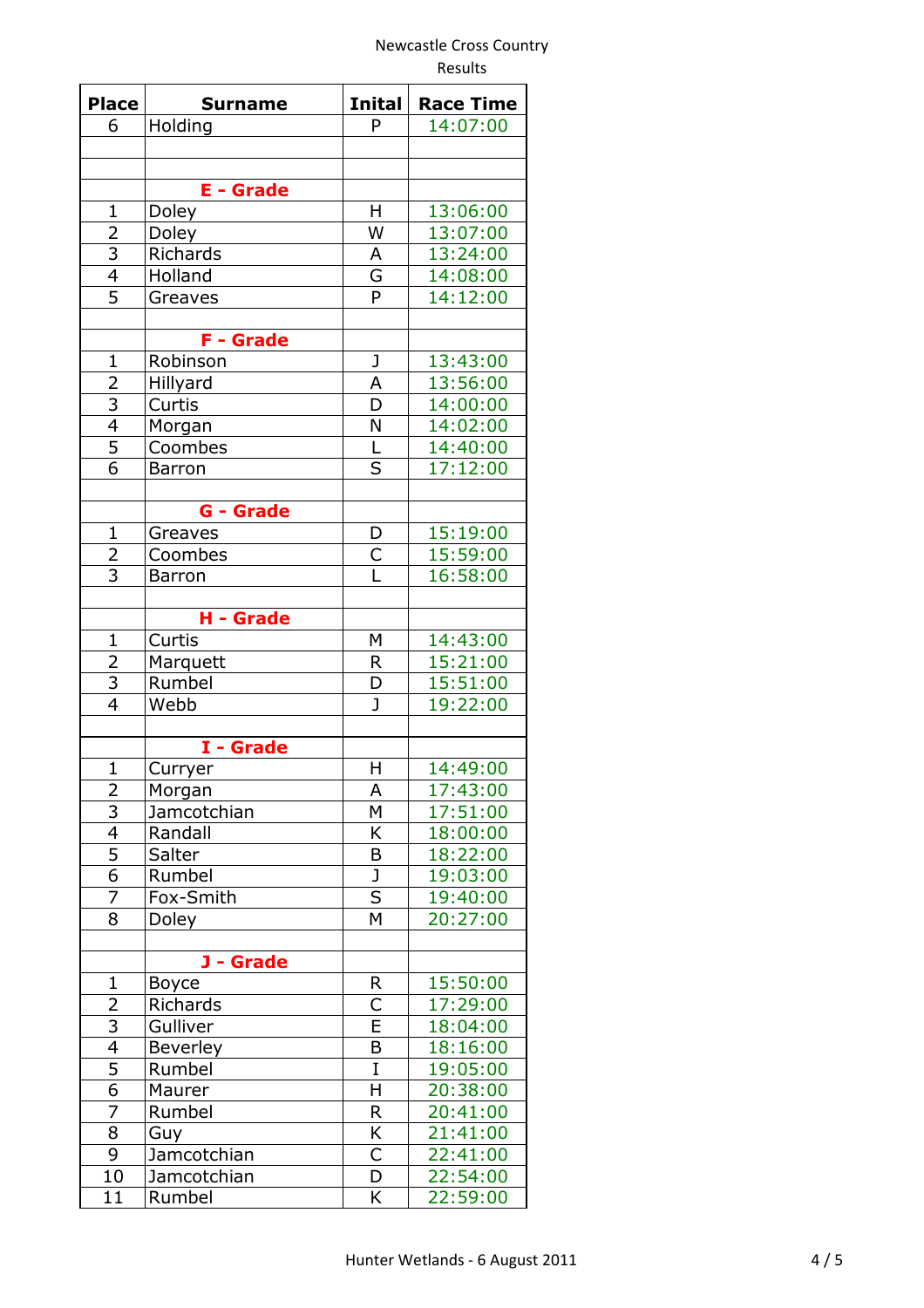Newcastle Cross Country
Results

| Place | Surname | Inital | Race Time |
|---|---|---|---|
| 6 | Holding | P | 14:07:00 |
| | | | |
| | | | |
| | **E - Grade** | | |
| 1 | Doley | H | 13:06:00 |
| 2 | Doley | W | 13:07:00 |
| 3 | Richards | A | 13:24:00 |
| 4 | Holland | G | 14:08:00 |
| 5 | Greaves | P | 14:12:00 |
| | | | |
| | **F - Grade** | | |
| 1 | Robinson | J | 13:43:00 |
| 2 | Hillyard | A | 13:56:00 |
| 3 | Curtis | D | 14:00:00 |
| 4 | Morgan | N | 14:02:00 |
| 5 | Coombes | L | 14:40:00 |
| 6 | Barron | S | 17:12:00 |
| | | | |
| | **G - Grade** | | |
| 1 | Greaves | D | 15:19:00 |
| 2 | Coombes | C | 15:59:00 |
| 3 | Barron | L | 16:58:00 |
| | | | |
| | **H - Grade** | | |
| 1 | Curtis | M | 14:43:00 |
| 2 | Marquett | R | 15:21:00 |
| 3 | Rumbel | D | 15:51:00 |
| 4 | Webb | J | 19:22:00 |
| | | | |
| | **I - Grade** | | |
| 1 | Curryer | H | 14:49:00 |
| 2 | Morgan | A | 17:43:00 |
| 3 | Jamcotchian | M | 17:51:00 |
| 4 | Randall | K | 18:00:00 |
| 5 | Salter | B | 18:22:00 |
| 6 | Rumbel | J | 19:03:00 |
| 7 | Fox-Smith | S | 19:40:00 |
| 8 | Doley | M | 20:27:00 |
| | | | |
| | **J - Grade** | | |
| 1 | Boyce | R | 15:50:00 |
| 2 | Richards | C | 17:29:00 |
| 3 | Gulliver | E | 18:04:00 |
| 4 | Beverley | B | 18:16:00 |
| 5 | Rumbel | I | 19:05:00 |
| 6 | Maurer | H | 20:38:00 |
| 7 | Rumbel | R | 20:41:00 |
| 8 | Guy | K | 21:41:00 |
| 9 | Jamcotchian | C | 22:41:00 |
| 10 | Jamcotchian | D | 22:54:00 |
| 11 | Rumbel | K | 22:59:00 |

Hunter Wetlands - 6 August 2011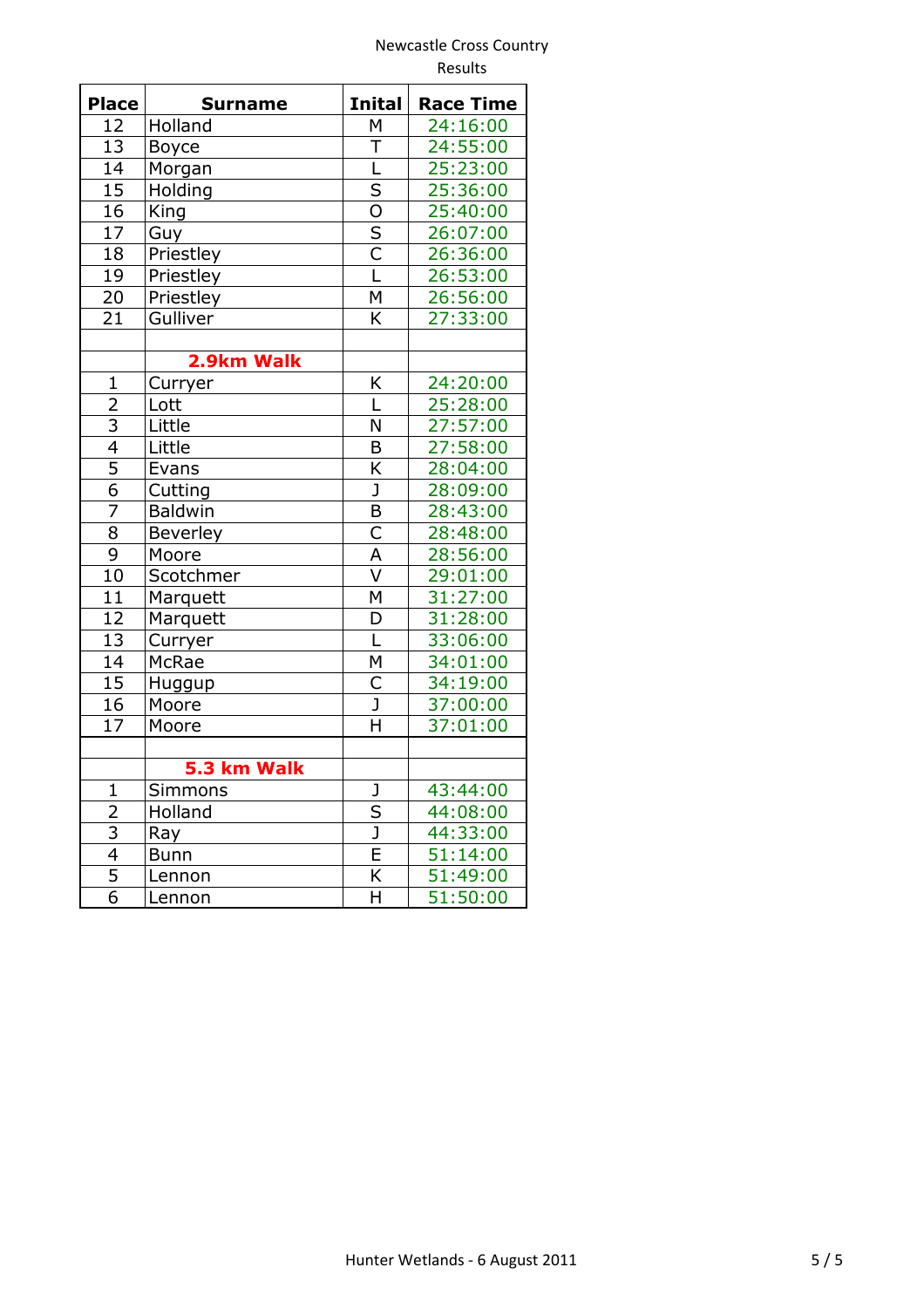Newcastle Cross Country

Results

| Place | Surname | Inital | Race Time |
|---|---|---|---|
| 12 | Holland | M | 24:16:00 |
| 13 | Boyce | T | 24:55:00 |
| 14 | Morgan | L | 25:23:00 |
| 15 | Holding | S | 25:36:00 |
| 16 | King | O | 25:40:00 |
| 17 | Guy | S | 26:07:00 |
| 18 | Priestley | C | 26:36:00 |
| 19 | Priestley | L | 26:53:00 |
| 20 | Priestley | M | 26:56:00 |
| 21 | Gulliver | K | 27:33:00 |
| | | | |
| | **2.9km Walk** | | |
| 1 | Curryer | K | 24:20:00 |
| 2 | Lott | L | 25:28:00 |
| 3 | Little | N | 27:57:00 |
| 4 | Little | B | 27:58:00 |
| 5 | Evans | K | 28:04:00 |
| 6 | Cutting | J | 28:09:00 |
| 7 | Baldwin | B | 28:43:00 |
| 8 | Beverley | C | 28:48:00 |
| 9 | Moore | A | 28:56:00 |
| 10 | Scotchmer | V | 29:01:00 |
| 11 | Marquett | M | 31:27:00 |
| 12 | Marquett | D | 31:28:00 |
| 13 | Curryer | L | 33:06:00 |
| 14 | McRae | M | 34:01:00 |
| 15 | Huggup | C | 34:19:00 |
| 16 | Moore | J | 37:00:00 |
| 17 | Moore | H | 37:01:00 |
| | | | |
| | **5.3 km Walk** | | |
| 1 | Simmons | J | 43:44:00 |
| 2 | Holland | S | 44:08:00 |
| 3 | Ray | J | 44:33:00 |
| 4 | Bunn | E | 51:14:00 |
| 5 | Lennon | K | 51:49:00 |
| 6 | Lennon | H | 51:50:00 |

Hunter Wetlands - 6 August 2011